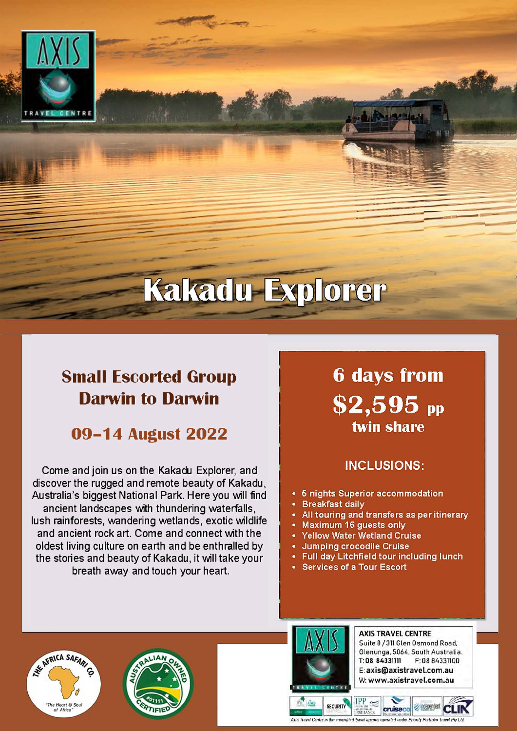AXIS
TRAVEL CENTRE

# Kakadu Explorer

## Small Escorted Group
## Darwin to Darwin

## 09–14 August 2022

Come and join us on the Kakadu Explorer, and discover the rugged and remote beauty of Kakadu, Australia's biggest National Park. Here you will find ancient landscapes with thundering waterfalls, lush rainforests, wandering wetlands, exotic wildlife and ancient rock art. Come and connect with the oldest living culture on earth and be enthralled by the stories and beauty of Kakadu, it will take your breath away and touch your heart.

## 6 days from
## $2,595 pp
## twin share

### INCLUSIONS:

- 5 nights Superior accommodation
- Breakfast daily
- All touring and transfers as per itinerary
- Maximum 16 guests only
- Yellow Water Wetland Cruise
- Jumping crocodile Cruise
- Full day Litchfield tour including lunch
- Services of a Tour Escort

THE AFRICA SAFARI CO.
"The Heart & Soul of Africa"

AUSTRALIAN OWNED
#01111
CERTIFIED

**AXIS TRAVEL CENTRE**
Suite 8 / 311 Glen Osmond Road,
Glenunga, 5064, South Australia.
T: **08 84331111** F: 08 84331100
E: **axis@axistravel.com.au**
W: **www.axistravel.com.au**

*Axis Travel Centre is the accredited travel agency operated under Priority Portfolio Travel Pty Ltd*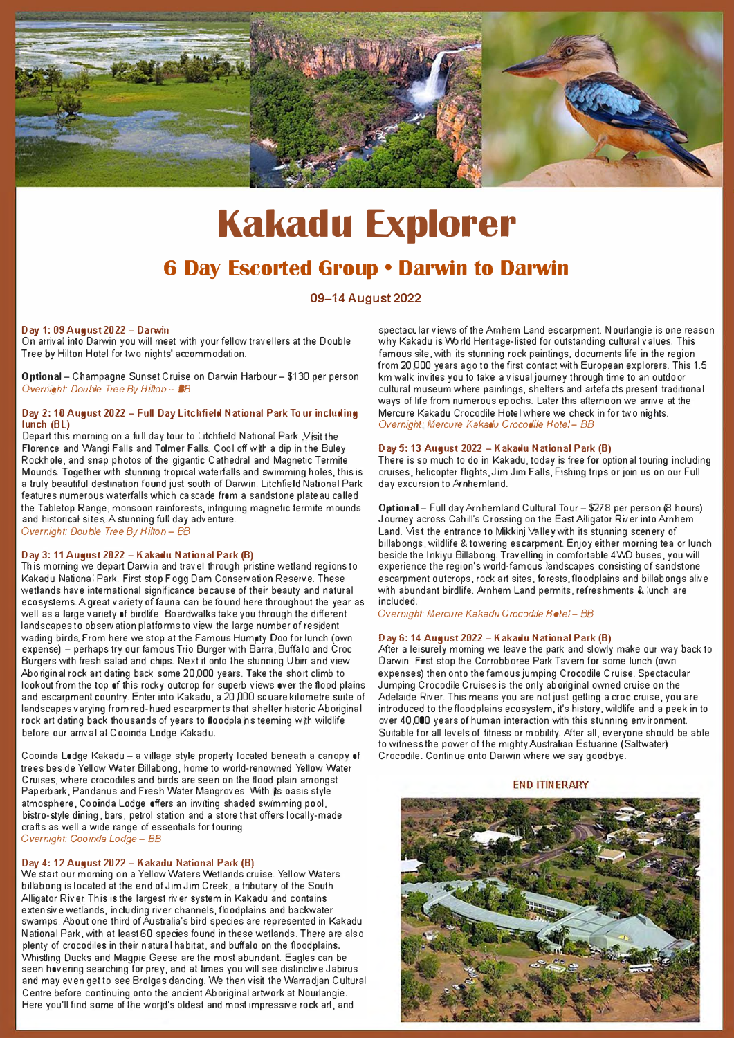# Kakadu Explorer

## 6 Day Escorted Group • Darwin to Darwin

09–14 August 2022

### Day 1: 09 August 2022 – Darwin

On arrival into Darwin you will meet with your fellow travellers at the Double Tree by Hilton Hotel for two nights' accommodation.

**Optional** – Champagne Sunset Cruise on Darwin Harbour – $130 per person
*Overnight: Double Tree By Hilton – BB*

### Day 2: 10 August 2022 – Full Day Litchfield National Park Tour including lunch (BL)

Depart this morning on a full day tour to Litchfield National Park. Visit the Florence and Wangi Falls and Tolmer Falls. Cool off with a dip in the Buley Rockhole, and snap photos of the gigantic Cathedral and Magnetic Termite Mounds. Together with stunning tropical waterfalls and swimming holes, this is a truly beautiful destination found just south of Darwin. Litchfield National Park features numerous waterfalls which cascade from a sandstone plateau called the Tabletop Range, monsoon rainforests, intriguing magnetic termite mounds and historical sites. A stunning full day adventure.
*Overnight: Double Tree By Hilton – BB*

### Day 3: 11 August 2022 – Kakadu National Park (B)

This morning we depart Darwin and travel through pristine wetland regions to Kakadu National Park. First stop Fogg Dam Conservation Reserve. These wetlands have international significance because of their beauty and natural ecosystems. A great variety of fauna can be found here throughout the year as well as a large variety of birdlife. Boardwalks take you through the different landscapes to observation platforms to view the large number of resident wading birds. From here we stop at the Famous Humpty Doo for lunch (own expense) – perhaps try our famous Trio Burger with Barra, Buffalo and Croc Burgers with fresh salad and chips. Next it onto the stunning Ubirr and view Aboriginal rock art dating back some 20,000 years. Take the short climb to lookout from the top of this rocky outcrop for superb views over the flood plains and escarpment country. Enter into Kakadu, a 20,000 square kilometre suite of landscapes varying from red-hued escarpments that shelter historic Aboriginal rock art dating back thousands of years to floodplains teeming with wildlife before our arrival at Cooinda Lodge Kakadu.

Cooinda Lodge Kakadu – a village style property located beneath a canopy of trees beside Yellow Water Billabong, home to world-renowned Yellow Water Cruises, where crocodiles and birds are seen on the flood plain amongst Paperbark, Pandanus and Fresh Water Mangroves. With its oasis style atmosphere, Cooinda Lodge offers an inviting shaded swimming pool, bistro-style dining, bars, petrol station and a store that offers locally-made crafts as well a wide range of essentials for touring.
*Overnight: Cooinda Lodge – BB*

### Day 4: 12 August 2022 – Kakadu National Park (B)

We start our morning on a Yellow Waters Wetlands cruise. Yellow Waters billabong is located at the end of Jim Jim Creek, a tributary of the South Alligator River. This is the largest river system in Kakadu and contains extensive wetlands, including river channels, floodplains and backwater swamps. About one third of Australia's bird species are represented in Kakadu National Park, with at least 60 species found in these wetlands. There are also plenty of crocodiles in their natural habitat, and buffalo on the floodplains. Whistling Ducks and Magpie Geese are the most abundant. Eagles can be seen hovering searching for prey, and at times you will see distinctive Jabirus and may even get to see Brolgas dancing. We then visit the Warradjan Cultural Centre before continuing onto the ancient Aboriginal artwork at Nourlangie. Here you'll find some of the world's oldest and most impressive rock art, and spectacular views of the Arnhem Land escarpment. Nourlangie is one reason why Kakadu is World Heritage-listed for outstanding cultural values. This famous site, with its stunning rock paintings, documents life in the region from 20,000 years ago to the first contact with European explorers. This 1.5 km walk invites you to take a visual journey through time to an outdoor cultural museum where paintings, shelters and artefacts present traditional ways of life from numerous epochs. Later this afternoon we arrive at the Mercure Kakadu Crocodile Hotel where we check in for two nights.
*Overnight: Mercure Kakadu Crocodile Hotel – BB*

### Day 5: 13 August 2022 – Kakadu National Park (B)

There is so much to do in Kakadu, today is free for optional touring including cruises, helicopter flights, Jim Jim Falls, Fishing trips or join us on our Full day excursion to Arnhemland.

**Optional** – Full day Arnhemland Cultural Tour – $278 per person (8 hours)
Journey across Cahill's Crossing on the East Alligator River into Arnhem Land. Visit the entrance to Mikkinj Valley with its stunning scenery of billabongs, wildlife & towering escarpment. Enjoy either morning tea or lunch beside the Inkiyu Billabong. Travelling in comfortable 4WD buses, you will experience the region's world-famous landscapes consisting of sandstone escarpment outcrops, rock art sites, forests, floodplains and billabongs alive with abundant birdlife. Arnhem Land permits, refreshments & lunch are included.
*Overnight: Mercure Kakadu Crocodile Hotel – BB*

### Day 6: 14 August 2022 – Kakadu National Park (B)

After a leisurely morning we leave the park and slowly make our way back to Darwin. First stop the Corroboree Park Tavern for some lunch (own expenses) then onto the famous jumping Crocodile Cruise. Spectacular Jumping Crocodile Cruises is the only aboriginal owned cruise on the Adelaide River. This means you are not just getting a croc cruise, you are introduced to the floodplains ecosystem, it's history, wildlife and a peek in to over 40,000 years of human interaction with this stunning environment. Suitable for all levels of fitness or mobility. After all, everyone should be able to witness the power of the mighty Australian Estuarine (Saltwater) Crocodile. Continue onto Darwin where we say goodbye.

**END ITINERARY**